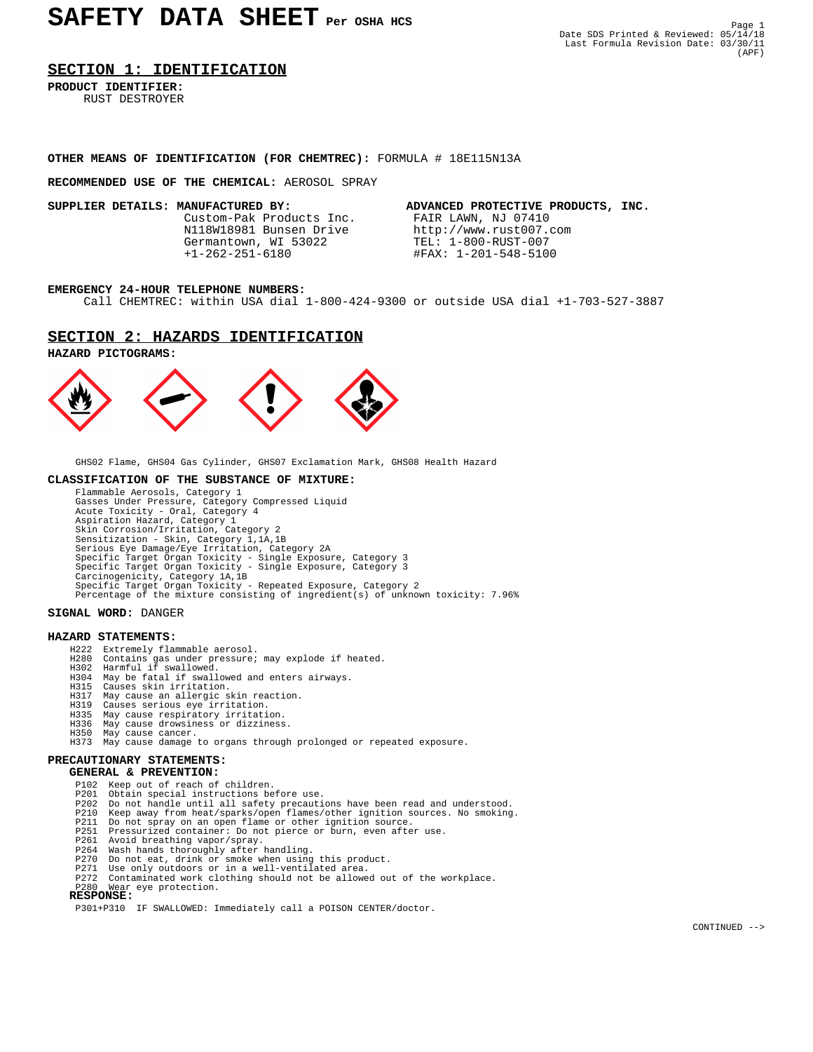# SAFETY DATA SHEET Per OSHA HCS

Date SDS Printed & Reviewed: 05/14/18
Last Formula Revision Date: 03/30/11
(APF)

## SECTION 1: IDENTIFICATION

**PRODUCT IDENTIFIER:**
RUST DESTROYER

**OTHER MEANS OF IDENTIFICATION (FOR CHEMTREC):** FORMULA # 18E115N13A

**RECOMMENDED USE OF THE CHEMICAL:** AEROSOL SPRAY

**SUPPLIER DETAILS: MANUFACTURED BY:**
Custom-Pak Products Inc.
N118W18981 Bunsen Drive
Germantown, WI 53022
+1-262-251-6180

**ADVANCED PROTECTIVE PRODUCTS, INC.**
FAIR LAWN, NJ 07410
http://www.rust007.com
TEL: 1-800-RUST-007
#FAX: 1-201-548-5100

**EMERGENCY 24-HOUR TELEPHONE NUMBERS:**
Call CHEMTREC: within USA dial 1-800-424-9300 or outside USA dial +1-703-527-3887

## SECTION 2: HAZARDS IDENTIFICATION

**HAZARD PICTOGRAMS:**

GHS02 Flame, GHS04 Gas Cylinder, GHS07 Exclamation Mark, GHS08 Health Hazard

**CLASSIFICATION OF THE SUBSTANCE OF MIXTURE:**

Flammable Aerosols, Category 1
Gasses Under Pressure, Category Compressed Liquid
Acute Toxicity - Oral, Category 4
Aspiration Hazard, Category 1
Skin Corrosion/Irritation, Category 2
Sensitization - Skin, Category 1,1A,1B
Serious Eye Damage/Eye Irritation, Category 2A
Specific Target Organ Toxicity - Single Exposure, Category 3
Specific Target Organ Toxicity - Single Exposure, Category 3
Carcinogenicity, Category 1A,1B
Specific Target Organ Toxicity - Repeated Exposure, Category 2
Percentage of the mixture consisting of ingredient(s) of unknown toxicity: 7.96%

**SIGNAL WORD:** DANGER

**HAZARD STATEMENTS:**

H222 Extremely flammable aerosol.
H280 Contains gas under pressure; may explode if heated.
H302 Harmful if swallowed.
H304 May be fatal if swallowed and enters airways.
H315 Causes skin irritation.
H317 May cause an allergic skin reaction.
H319 Causes serious eye irritation.
H335 May cause respiratory irritation.
H336 May cause drowsiness or dizziness.
H350 May cause cancer.
H373 May cause damage to organs through prolonged or repeated exposure.

**PRECAUTIONARY STATEMENTS:**

**GENERAL & PREVENTION:**

P102 Keep out of reach of children.
P201 Obtain special instructions before use.
P202 Do not handle until all safety precautions have been read and understood.
P210 Keep away from heat/sparks/open flames/other ignition sources. No smoking.
P211 Do not spray on an open flame or other ignition source.
P251 Pressurized container: Do not pierce or burn, even after use.
P261 Avoid breathing vapor/spray.
P264 Wash hands thoroughly after handling.
P270 Do not eat, drink or smoke when using this product.
P271 Use only outdoors or in a well-ventilated area.
P272 Contaminated work clothing should not be allowed out of the workplace.
P280 Wear eye protection.

**RESPONSE:**

P301+P310 IF SWALLOWED: Immediately call a POISON CENTER/doctor.

CONTINUED -->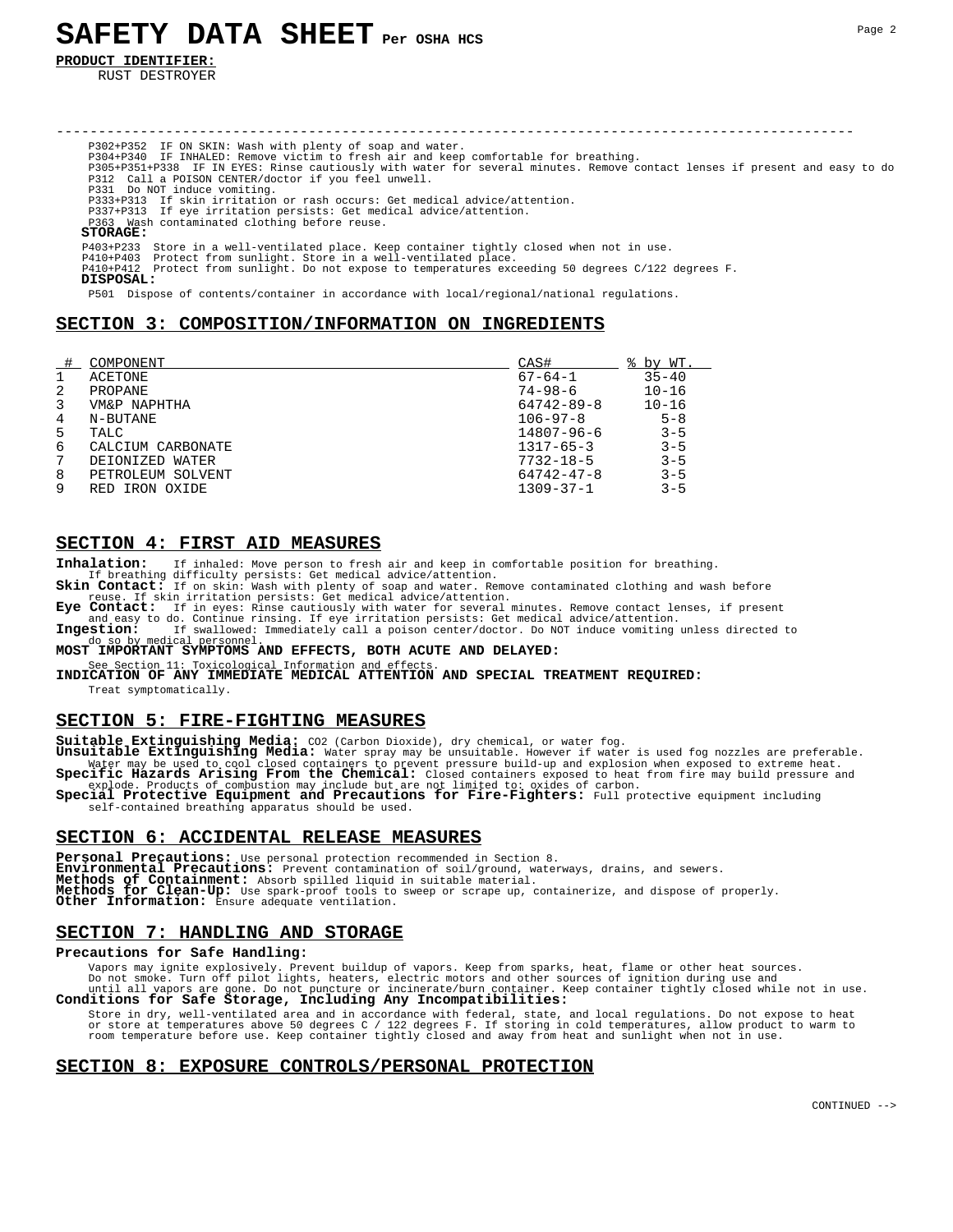# SAFETY DATA SHEET Per OSHA HCS

**PRODUCT IDENTIFIER:**
RUST DESTROYER

---

P302+P352 IF ON SKIN: Wash with plenty of soap and water.
P304+P340 IF INHALED: Remove victim to fresh air and keep comfortable for breathing.
P305+P351+P338 IF IN EYES: Rinse cautiously with water for several minutes. Remove contact lenses if present and easy to do
P312 Call a POISON CENTER/doctor if you feel unwell.
P331 Do NOT induce vomiting.
P333+P313 If skin irritation or rash occurs: Get medical advice/attention.
P337+P313 If eye irritation persists: Get medical advice/attention.
P363 Wash contaminated clothing before reuse.

**STORAGE:**

P403+P233 Store in a well-ventilated place. Keep container tightly closed when not in use.
P410+P403 Protect from sunlight. Store in a well-ventilated place.
P410+P412 Protect from sunlight. Do not expose to temperatures exceeding 50 degrees C/122 degrees F.

**DISPOSAL:**

P501 Dispose of contents/container in accordance with local/regional/national regulations.

## SECTION 3: COMPOSITION/INFORMATION ON INGREDIENTS

| # | COMPONENT | CAS# | % by WT. |
|---|---|---|---|
| 1 | ACETONE | 67-64-1 | 35-40 |
| 2 | PROPANE | 74-98-6 | 10-16 |
| 3 | VM&P NAPHTHA | 64742-89-8 | 10-16 |
| 4 | N-BUTANE | 106-97-8 | 5-8 |
| 5 | TALC | 14807-96-6 | 3-5 |
| 6 | CALCIUM CARBONATE | 1317-65-3 | 3-5 |
| 7 | DEIONIZED WATER | 7732-18-5 | 3-5 |
| 8 | PETROLEUM SOLVENT | 64742-47-8 | 3-5 |
| 9 | RED IRON OXIDE | 1309-37-1 | 3-5 |

## SECTION 4: FIRST AID MEASURES

**Inhalation:** If inhaled: Move person to fresh air and keep in comfortable position for breathing. If breathing difficulty persists: Get medical advice/attention.

**Skin Contact:** If on skin: Wash with plenty of soap and water. Remove contaminated clothing and wash before reuse. If skin irritation persists: Get medical advice/attention.

**Eye Contact:** If in eyes: Rinse cautiously with water for several minutes. Remove contact lenses, if present and easy to do. Continue rinsing. If eye irritation persists: Get medical advice/attention.

**Ingestion:** If swallowed: Immediately call a poison center/doctor. Do NOT induce vomiting unless directed to do so by medical personnel.

**MOST IMPORTANT SYMPTOMS AND EFFECTS, BOTH ACUTE AND DELAYED:**

See Section 11: Toxicological Information and effects.

**INDICATION OF ANY IMMEDIATE MEDICAL ATTENTION AND SPECIAL TREATMENT REQUIRED:**

Treat symptomatically.

## SECTION 5: FIRE-FIGHTING MEASURES

**Suitable Extinguishing Media:** CO2 (Carbon Dioxide), dry chemical, or water fog.

**Unsuitable Extinguishing Media:** Water spray may be unsuitable. However if water is used fog nozzles are preferable. Water may be used to cool closed containers to prevent pressure build-up and explosion when exposed to extreme heat.

**Specific Hazards Arising From the Chemical:** Closed containers exposed to heat from fire may build pressure and explode. Products of combustion may include but are not limited to: oxides of carbon.

**Special Protective Equipment and Precautions for Fire-Fighters:** Full protective equipment including self-contained breathing apparatus should be used.

## SECTION 6: ACCIDENTAL RELEASE MEASURES

**Personal Precautions:** Use personal protection recommended in Section 8.
**Environmental Precautions:** Prevent contamination of soil/ground, waterways, drains, and sewers.
**Methods of Containment:** Absorb spilled liquid in suitable material.
**Methods for Clean-Up:** Use spark-proof tools to sweep or scrape up, containerize, and dispose of properly.
**Other Information:** Ensure adequate ventilation.

## SECTION 7: HANDLING AND STORAGE

**Precautions for Safe Handling:**

Vapors may ignite explosively. Prevent buildup of vapors. Keep from sparks, heat, flame or other heat sources. Do not smoke. Turn off pilot lights, heaters, electric motors and other sources of ignition during use and until all vapors are gone. Do not puncture or incinerate/burn container. Keep container tightly closed while not in use.

**Conditions for Safe Storage, Including Any Incompatibilities:**

Store in dry, well-ventilated area and in accordance with federal, state, and local regulations. Do not expose to heat or store at temperatures above 50 degrees C / 122 degrees F. If storing in cold temperatures, allow product to warm to room temperature before use. Keep container tightly closed and away from heat and sunlight when not in use.

## SECTION 8: EXPOSURE CONTROLS/PERSONAL PROTECTION

CONTINUED -->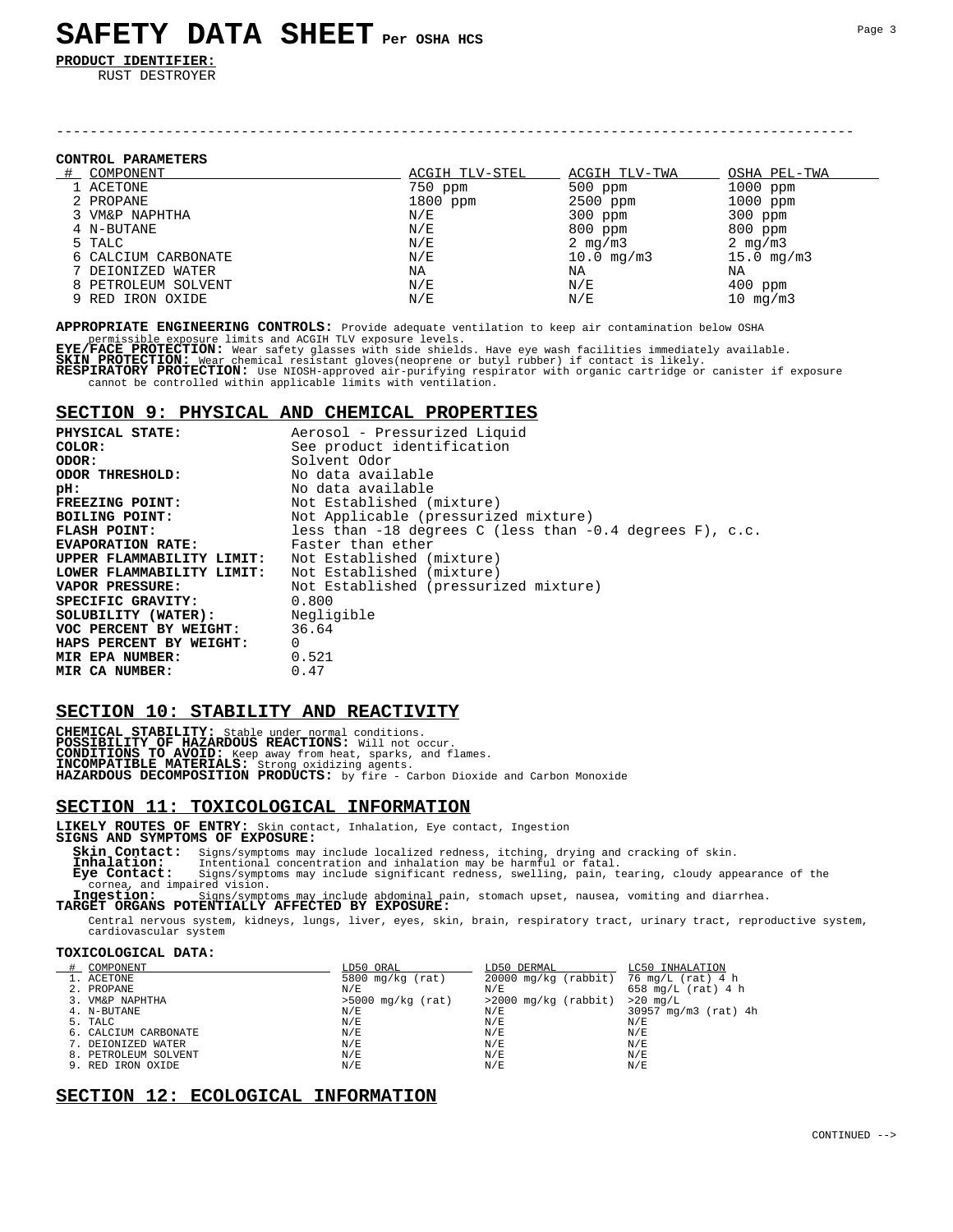# SAFETY DATA SHEET Per OSHA HCS

**PRODUCT IDENTIFIER:**
RUST DESTROYER

---

**CONTROL PARAMETERS**

| # | COMPONENT | ACGIH TLV-STEL | ACGIH TLV-TWA | OSHA PEL-TWA |
|---|---|---|---|---|
| 1 | ACETONE | 750 ppm | 500 ppm | 1000 ppm |
| 2 | PROPANE | 1800 ppm | 2500 ppm | 1000 ppm |
| 3 | VM&P NAPHTHA | N/E | 300 ppm | 300 ppm |
| 4 | N-BUTANE | N/E | 800 ppm | 800 ppm |
| 5 | TALC | N/E | 2 mg/m3 | 2 mg/m3 |
| 6 | CALCIUM CARBONATE | N/E | 10.0 mg/m3 | 15.0 mg/m3 |
| 7 | DEIONIZED WATER | NA | NA | NA |
| 8 | PETROLEUM SOLVENT | N/E | N/E | 400 ppm |
| 9 | RED IRON OXIDE | N/E | N/E | 10 mg/m3 |

**APPROPRIATE ENGINEERING CONTROLS:** Provide adequate ventilation to keep air contamination below OSHA permissible exposure limits and ACGIH TLV exposure levels.
**EYE/FACE PROTECTION:** Wear safety glasses with side shields. Have eye wash facilities immediately available.
**SKIN PROTECTION:** Wear chemical resistant gloves(neoprene or butyl rubber) if contact is likely.
**RESPIRATORY PROTECTION:** Use NIOSH-approved air-purifying respirator with organic cartridge or canister if exposure cannot be controlled within applicable limits with ventilation.

## SECTION 9: PHYSICAL AND CHEMICAL PROPERTIES

**PHYSICAL STATE:** Aerosol - Pressurized Liquid
**COLOR:** See product identification
**ODOR:** Solvent Odor
**ODOR THRESHOLD:** No data available
**pH:** No data available
**FREEZING POINT:** Not Established (mixture)
**BOILING POINT:** Not Applicable (pressurized mixture)
**FLASH POINT:** less than -18 degrees C (less than -0.4 degrees F), c.c.
**EVAPORATION RATE:** Faster than ether
**UPPER FLAMMABILITY LIMIT:** Not Established (mixture)
**LOWER FLAMMABILITY LIMIT:** Not Established (mixture)
**VAPOR PRESSURE:** Not Established (pressurized mixture)
**SPECIFIC GRAVITY:** 0.800
**SOLUBILITY (WATER):** Negligible
**VOC PERCENT BY WEIGHT:** 36.64
**HAPS PERCENT BY WEIGHT:** 0
**MIR EPA NUMBER:** 0.521
**MIR CA NUMBER:** 0.47

## SECTION 10: STABILITY AND REACTIVITY

**CHEMICAL STABILITY:** Stable under normal conditions.
**POSSIBILITY OF HAZARDOUS REACTIONS:** Will not occur.
**CONDITIONS TO AVOID:** Keep away from heat, sparks, and flames.
**INCOMPATIBLE MATERIALS:** Strong oxidizing agents.
**HAZARDOUS DECOMPOSITION PRODUCTS:** by fire - Carbon Dioxide and Carbon Monoxide

## SECTION 11: TOXICOLOGICAL INFORMATION

**LIKELY ROUTES OF ENTRY:** Skin contact, Inhalation, Eye contact, Ingestion
**SIGNS AND SYMPTOMS OF EXPOSURE:**

**Skin Contact:** Signs/symptoms may include localized redness, itching, drying and cracking of skin.
**Inhalation:** Intentional concentration and inhalation may be harmful or fatal.
**Eye Contact:** Signs/symptoms may include significant redness, swelling, pain, tearing, cloudy appearance of the cornea, and impaired vision.
**Ingestion:** Signs/symptoms may include abdominal pain, stomach upset, nausea, vomiting and diarrhea.

**TARGET ORGANS POTENTIALLY AFFECTED BY EXPOSURE:**
Central nervous system, kidneys, lungs, liver, eyes, skin, brain, respiratory tract, urinary tract, reproductive system, cardiovascular system

**TOXICOLOGICAL DATA:**

| # | COMPONENT | LD50 ORAL | LD50 DERMAL | LC50 INHALATION |
|---|---|---|---|---|
| 1. | ACETONE | 5800 mg/kg (rat) | 20000 mg/kg (rabbit) | 76 mg/L (rat) 4 h |
| 2. | PROPANE | N/E | N/E | 658 mg/L (rat) 4 h |
| 3. | VM&P NAPHTHA | >5000 mg/kg (rat) | >2000 mg/kg (rabbit) | >20 mg/L |
| 4. | N-BUTANE | N/E | N/E | 30957 mg/m3 (rat) 4h |
| 5. | TALC | N/E | N/E | N/E |
| 6. | CALCIUM CARBONATE | N/E | N/E | N/E |
| 7. | DEIONIZED WATER | N/E | N/E | N/E |
| 8. | PETROLEUM SOLVENT | N/E | N/E | N/E |
| 9. | RED IRON OXIDE | N/E | N/E | N/E |

## SECTION 12: ECOLOGICAL INFORMATION

CONTINUED -->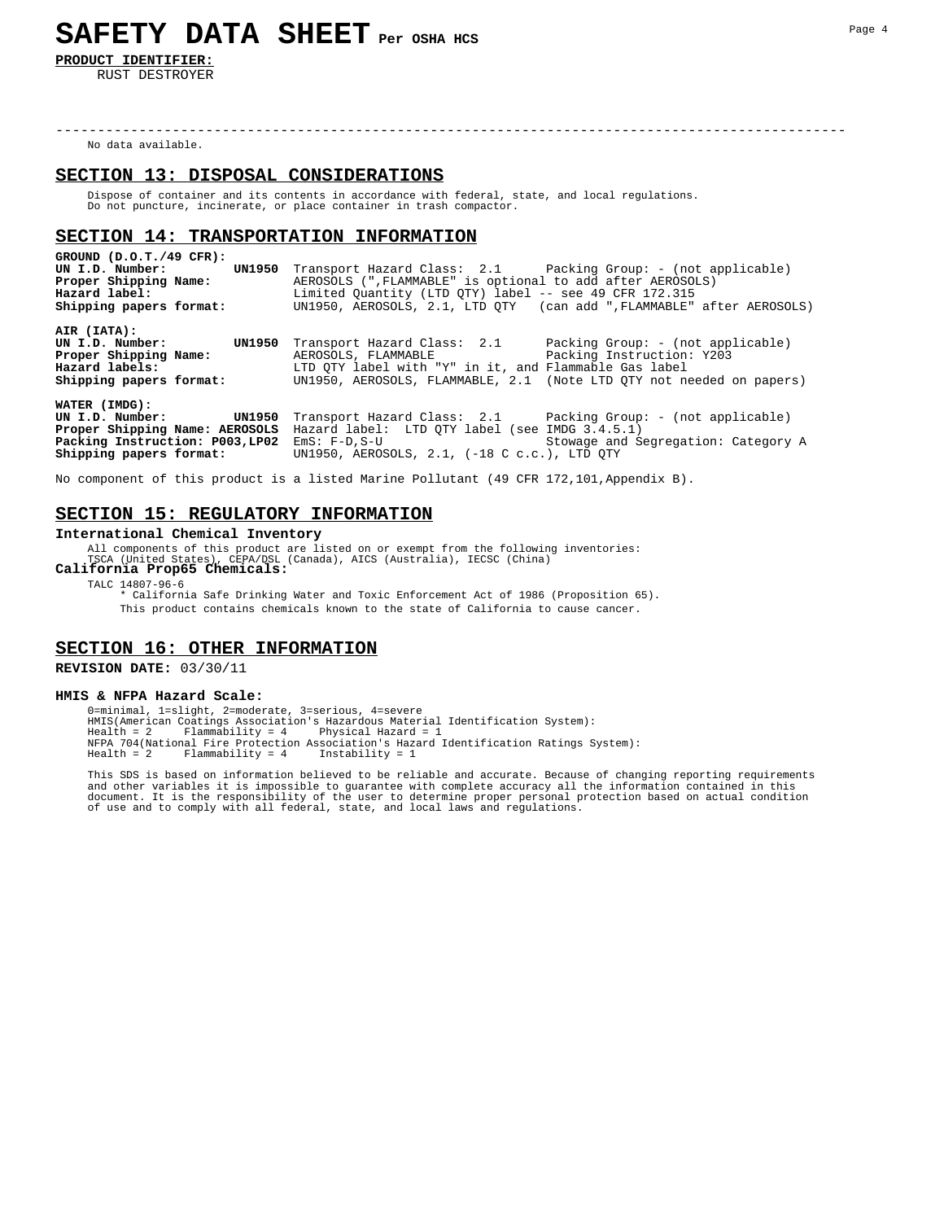# SAFETY DATA SHEET Per OSHA HCS

**PRODUCT IDENTIFIER:**
RUST DESTROYER

---

No data available.

## SECTION 13: DISPOSAL CONSIDERATIONS

Dispose of container and its contents in accordance with federal, state, and local regulations.
Do not puncture, incinerate, or place container in trash compactor.

## SECTION 14: TRANSPORTATION INFORMATION

**GROUND (D.O.T./49 CFR):**
**UN I.D. Number:** **UN1950** Transport Hazard Class: 2.1 Packing Group: - (not applicable)
**Proper Shipping Name:** AEROSOLS (",FLAMMABLE" is optional to add after AEROSOLS)
**Hazard label:** Limited Quantity (LTD QTY) label -- see 49 CFR 172.315
**Shipping papers format:** UN1950, AEROSOLS, 2.1, LTD QTY (can add ",FLAMMABLE" after AEROSOLS)

**AIR (IATA):**
**UN I.D. Number:** **UN1950** Transport Hazard Class: 2.1 Packing Group: - (not applicable)
**Proper Shipping Name:** AEROSOLS, FLAMMABLE Packing Instruction: Y203
**Hazard labels:** LTD QTY label with "Y" in it, and Flammable Gas label
**Shipping papers format:** UN1950, AEROSOLS, FLAMMABLE, 2.1 (Note LTD QTY not needed on papers)

**WATER (IMDG):**
**UN I.D. Number:** **UN1950** Transport Hazard Class: 2.1 Packing Group: - (not applicable)
**Proper Shipping Name: AEROSOLS** Hazard label: LTD QTY label (see IMDG 3.4.5.1)
**Packing Instruction: P003,LP02** EmS: F-D,S-U Stowage and Segregation: Category A
**Shipping papers format:** UN1950, AEROSOLS, 2.1, (-18 C c.c.), LTD QTY

No component of this product is a listed Marine Pollutant (49 CFR 172,101,Appendix B).

## SECTION 15: REGULATORY INFORMATION

**International Chemical Inventory**

All components of this product are listed on or exempt from the following inventories:
TSCA (United States), CEPA/DSL (Canada), AICS (Australia), IECSC (China)

**California Prop65 Chemicals:**

TALC 14807-96-6
* California Safe Drinking Water and Toxic Enforcement Act of 1986 (Proposition 65).
This product contains chemicals known to the state of California to cause cancer.

## SECTION 16: OTHER INFORMATION

**REVISION DATE:** 03/30/11

**HMIS & NFPA Hazard Scale:**

0=minimal, 1=slight, 2=moderate, 3=serious, 4=severe
HMIS(American Coatings Association's Hazardous Material Identification System):
Health = 2 Flammability = 4 Physical Hazard = 1
NFPA 704(National Fire Protection Association's Hazard Identification Ratings System):
Health = 2 Flammability = 4 Instability = 1

This SDS is based on information believed to be reliable and accurate. Because of changing reporting requirements and other variables it is impossible to guarantee with complete accuracy all the information contained in this document. It is the responsibility of the user to determine proper personal protection based on actual condition of use and to comply with all federal, state, and local laws and regulations.